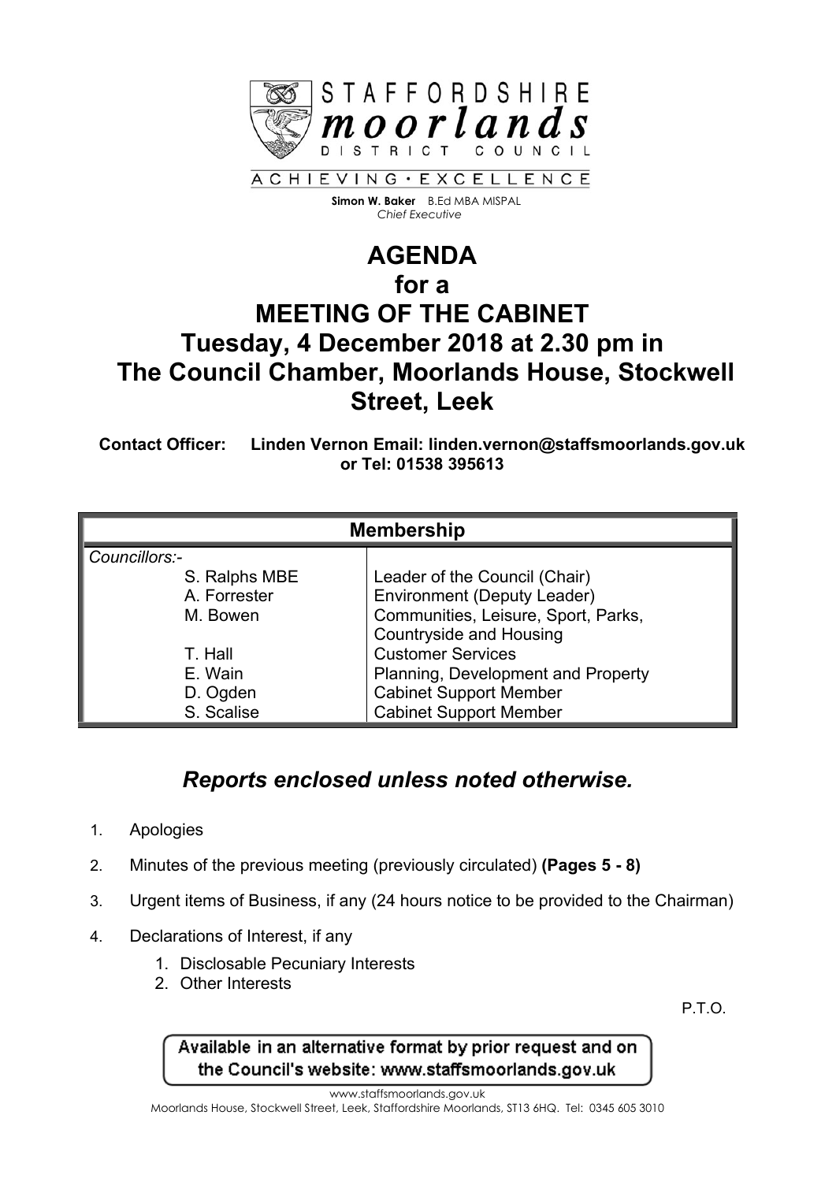STAFFORDSHIRE
**moorlands**
DISTRICT COUNCIL

ACHIEVING • EXCELLENCE

**Simon W. Baker** B.Ed MBA MISPAL
*Chief Executive*

# AGENDA
# for a
# MEETING OF THE CABINET
# Tuesday, 4 December 2018 at 2.30 pm in The Council Chamber, Moorlands House, Stockwell Street, Leek

**Contact Officer: Linden Vernon Email: linden.vernon@staffsmoorlands.gov.uk or Tel: 01538 395613**

| **Membership** | |
|---|---|
| *Councillors:-* | |
| S. Ralphs MBE | Leader of the Council (Chair) |
| A. Forrester | Environment (Deputy Leader) |
| M. Bowen | Communities, Leisure, Sport, Parks, Countryside and Housing |
| T. Hall | Customer Services |
| E. Wain | Planning, Development and Property |
| D. Ogden | Cabinet Support Member |
| S. Scalise | Cabinet Support Member |

## *Reports enclosed unless noted otherwise.*

1. Apologies
2. Minutes of the previous meeting (previously circulated) **(Pages 5 - 8)**
3. Urgent items of Business, if any (24 hours notice to be provided to the Chairman)
4. Declarations of Interest, if any
   1. Disclosable Pecuniary Interests
   2. Other Interests

P.T.O.

Available in an alternative format by prior request and on the Council's website: www.staffsmoorlands.gov.uk

www.staffsmoorlands.gov.uk
Moorlands House, Stockwell Street, Leek, Staffordshire Moorlands, ST13 6HQ. Tel: 0345 605 3010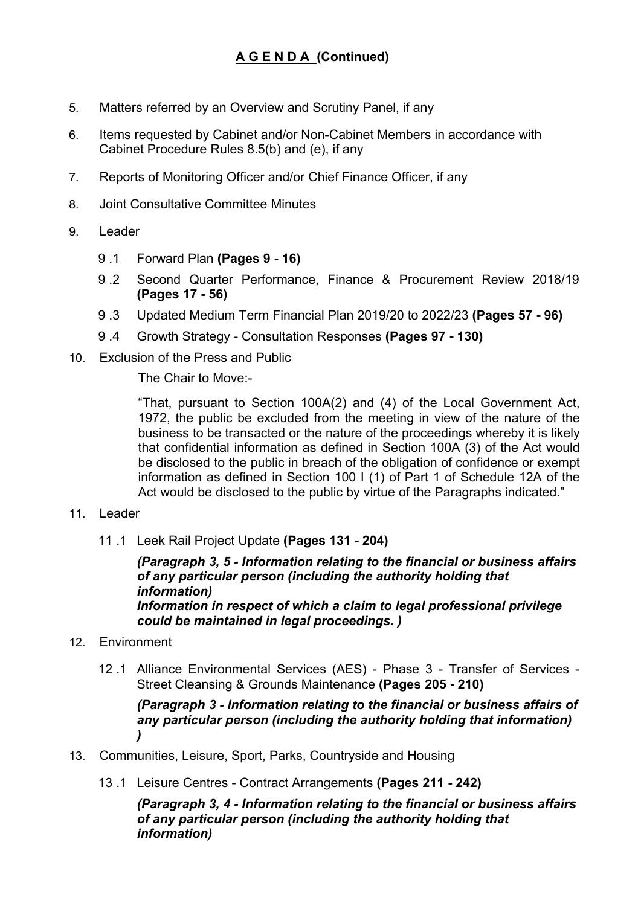## A G E N D A (Continued)

5. Matters referred by an Overview and Scrutiny Panel, if any

6. Items requested by Cabinet and/or Non-Cabinet Members in accordance with Cabinet Procedure Rules 8.5(b) and (e), if any

7. Reports of Monitoring Officer and/or Chief Finance Officer, if any

8. Joint Consultative Committee Minutes

9. Leader

   9 .1 Forward Plan **(Pages 9 - 16)**

   9 .2 Second Quarter Performance, Finance & Procurement Review 2018/19 **(Pages 17 - 56)**

   9 .3 Updated Medium Term Financial Plan 2019/20 to 2022/23 **(Pages 57 - 96)**

   9 .4 Growth Strategy - Consultation Responses **(Pages 97 - 130)**

10. Exclusion of the Press and Public

    The Chair to Move:-

    "That, pursuant to Section 100A(2) and (4) of the Local Government Act, 1972, the public be excluded from the meeting in view of the nature of the business to be transacted or the nature of the proceedings whereby it is likely that confidential information as defined in Section 100A (3) of the Act would be disclosed to the public in breach of the obligation of confidence or exempt information as defined in Section 100 I (1) of Part 1 of Schedule 12A of the Act would be disclosed to the public by virtue of the Paragraphs indicated."

11. Leader

    11 .1 Leek Rail Project Update **(Pages 131 - 204)**

    ***(Paragraph 3, 5 - Information relating to the financial or business affairs of any particular person (including the authority holding that information)***
    ***Information in respect of which a claim to legal professional privilege could be maintained in legal proceedings. )***

12. Environment

    12 .1 Alliance Environmental Services (AES) - Phase 3 - Transfer of Services - Street Cleansing & Grounds Maintenance **(Pages 205 - 210)**

    ***(Paragraph 3 - Information relating to the financial or business affairs of any particular person (including the authority holding that information) )***

13. Communities, Leisure, Sport, Parks, Countryside and Housing

    13 .1 Leisure Centres - Contract Arrangements **(Pages 211 - 242)**

    ***(Paragraph 3, 4 - Information relating to the financial or business affairs of any particular person (including the authority holding that information)***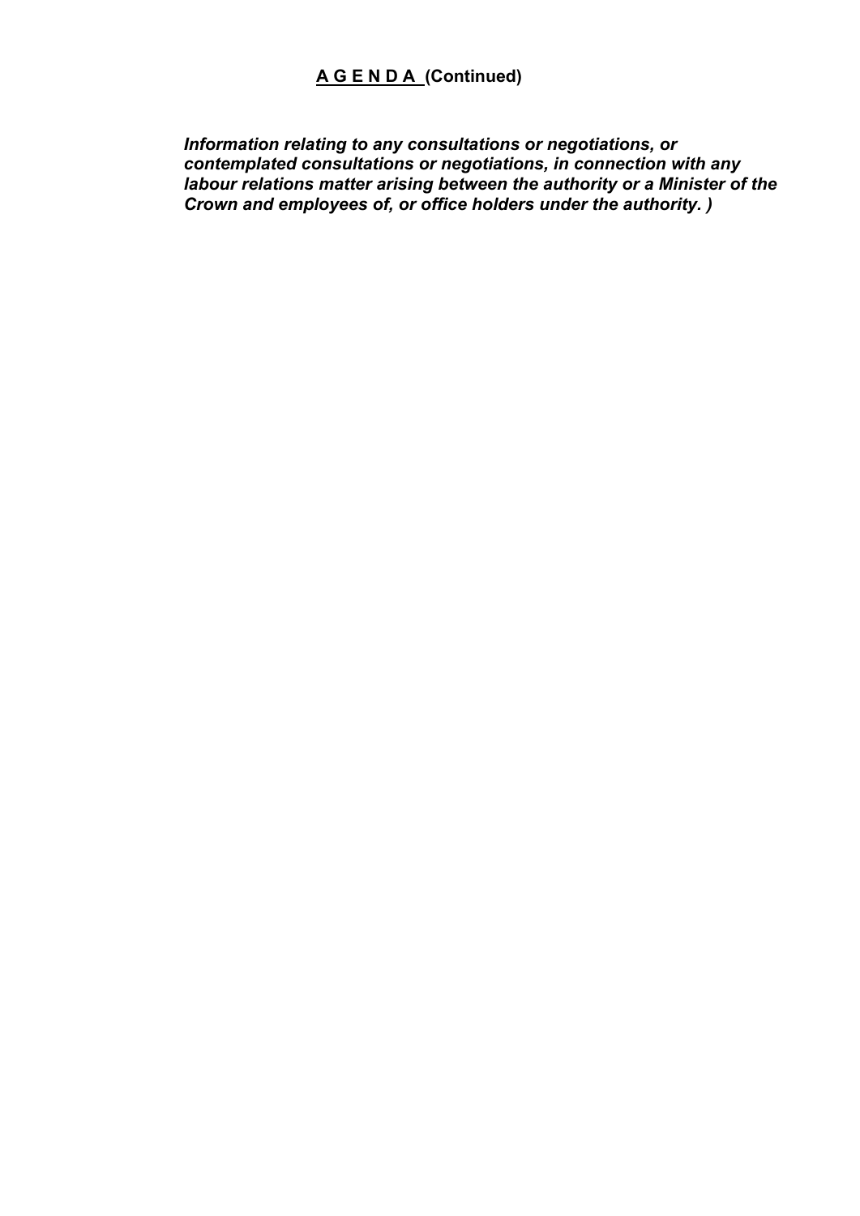**A G E N D A (Continued)**

***Information relating to any consultations or negotiations, or contemplated consultations or negotiations, in connection with any labour relations matter arising between the authority or a Minister of the Crown and employees of, or office holders under the authority. )***